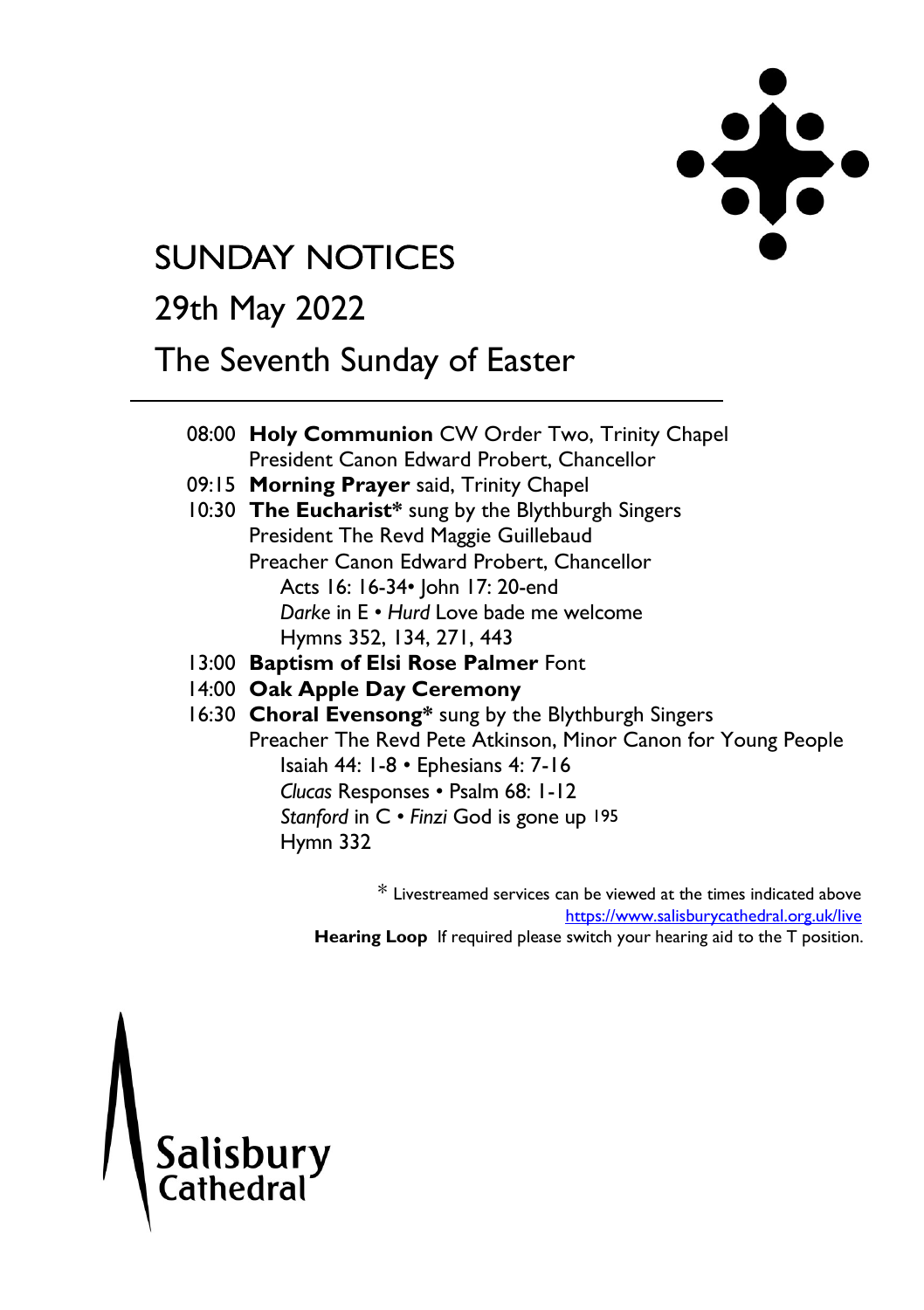# SUNDAY NOTICES

## 29th May 2022

## The Seventh Sunday of Easter

08:00 **Holy Communion** CW Order Two, Trinity Chapel
President Canon Edward Probert, Chancellor

09:15 **Morning Prayer** said, Trinity Chapel

10:30 **The Eucharist*** sung by the Blythburgh Singers
President The Revd Maggie Guillebaud
Preacher Canon Edward Probert, Chancellor
Acts 16: 16-34• John 17: 20-end
*Darke* in E • *Hurd* Love bade me welcome
Hymns 352, 134, 271, 443

13:00 **Baptism of Elsi Rose Palmer** Font

14:00 **Oak Apple Day Ceremony**

16:30 **Choral Evensong*** sung by the Blythburgh Singers
Preacher The Revd Pete Atkinson, Minor Canon for Young People
Isaiah 44: 1-8 • Ephesians 4: 7-16
*Clucas* Responses • Psalm 68: 1-12
*Stanford* in C • *Finzi* God is gone up 195
Hymn 332

\* Livestreamed services can be viewed at the times indicated above
https://www.salisburycathedral.org.uk/live

**Hearing Loop** If required please switch your hearing aid to the T position.

Salisbury Cathedral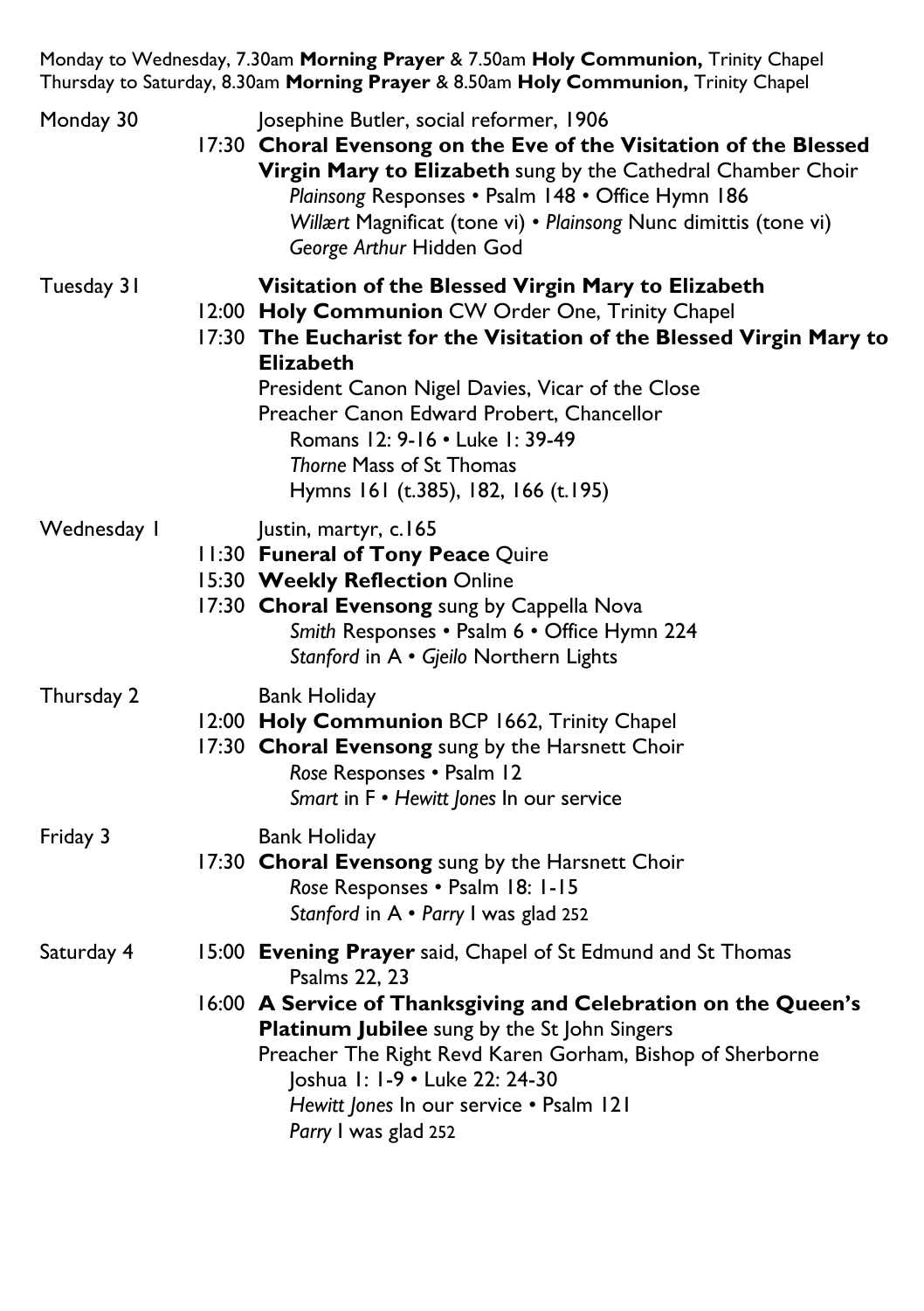Monday to Wednesday, 7.30am **Morning Prayer** & 7.50am **Holy Communion,** Trinity Chapel
Thursday to Saturday, 8.30am **Morning Prayer** & 8.50am **Holy Communion,** Trinity Chapel

**Monday 30**

Josephine Butler, social reformer, 1906

17:30 **Choral Evensong on the Eve of the Visitation of the Blessed Virgin Mary to Elizabeth** sung by the Cathedral Chamber Choir
*Plainsong* Responses • Psalm 148 • Office Hymn 186
*Willært* Magnificat (tone vi) • *Plainsong* Nunc dimittis (tone vi)
*George Arthur* Hidden God

**Tuesday 31**

**Visitation of the Blessed Virgin Mary to Elizabeth**

12:00 **Holy Communion** CW Order One, Trinity Chapel

17:30 **The Eucharist for the Visitation of the Blessed Virgin Mary to Elizabeth**
President Canon Nigel Davies, Vicar of the Close
Preacher Canon Edward Probert, Chancellor
Romans 12: 9-16 • Luke 1: 39-49
*Thorne* Mass of St Thomas
Hymns 161 (t.385), 182, 166 (t.195)

**Wednesday 1**

Justin, martyr, c.165

11:30 **Funeral of Tony Peace** Quire

15:30 **Weekly Reflection** Online

17:30 **Choral Evensong** sung by Cappella Nova
*Smith* Responses • Psalm 6 • Office Hymn 224
*Stanford* in A • *Gjeilo* Northern Lights

**Thursday 2**

Bank Holiday

12:00 **Holy Communion** BCP 1662, Trinity Chapel

17:30 **Choral Evensong** sung by the Harsnett Choir
*Rose* Responses • Psalm 12
*Smart* in F • *Hewitt Jones* In our service

**Friday 3**

Bank Holiday

17:30 **Choral Evensong** sung by the Harsnett Choir
*Rose* Responses • Psalm 18: 1-15
*Stanford* in A • *Parry* I was glad 252

**Saturday 4**

15:00 **Evening Prayer** said, Chapel of St Edmund and St Thomas
Psalms 22, 23

16:00 **A Service of Thanksgiving and Celebration on the Queen's Platinum Jubilee** sung by the St John Singers
Preacher The Right Revd Karen Gorham, Bishop of Sherborne
Joshua 1: 1-9 • Luke 22: 24-30
*Hewitt Jones* In our service • Psalm 121
*Parry* I was glad 252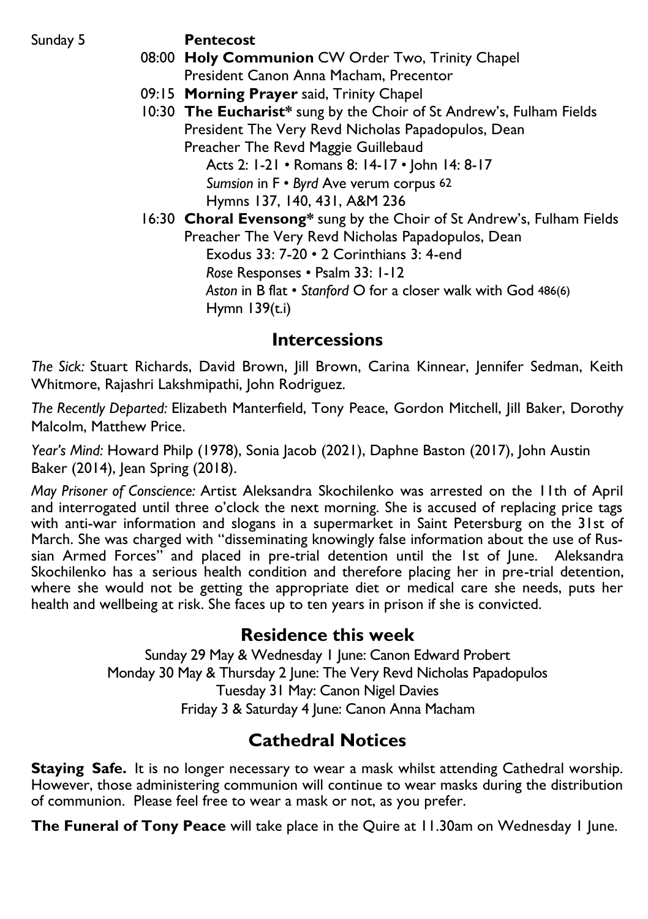Sunday 5 **Pentecost**

08:00 **Holy Communion** CW Order Two, Trinity Chapel
President Canon Anna Macham, Precentor

09:15 **Morning Prayer** said, Trinity Chapel

10:30 **The Eucharist*** sung by the Choir of St Andrew's, Fulham Fields
President The Very Revd Nicholas Papadopulos, Dean
Preacher The Revd Maggie Guillebaud
Acts 2: 1-21 • Romans 8: 14-17 • John 14: 8-17
*Sumsion* in F • *Byrd* Ave verum corpus 62
Hymns 137, 140, 431, A&M 236

16:30 **Choral Evensong*** sung by the Choir of St Andrew's, Fulham Fields
Preacher The Very Revd Nicholas Papadopulos, Dean
Exodus 33: 7-20 • 2 Corinthians 3: 4-end
*Rose* Responses • Psalm 33: 1-12
*Aston* in B flat • *Stanford* O for a closer walk with God 486(6)
Hymn 139(t.i)

## Intercessions

*The Sick:* Stuart Richards, David Brown, Jill Brown, Carina Kinnear, Jennifer Sedman, Keith Whitmore, Rajashri Lakshmipathi, John Rodriguez.

*The Recently Departed:* Elizabeth Manterfield, Tony Peace, Gordon Mitchell, Jill Baker, Dorothy Malcolm, Matthew Price.

*Year's Mind:* Howard Philp (1978), Sonia Jacob (2021), Daphne Baston (2017), John Austin Baker (2014), Jean Spring (2018).

*May Prisoner of Conscience:* Artist Aleksandra Skochilenko was arrested on the 11th of April and interrogated until three o'clock the next morning. She is accused of replacing price tags with anti-war information and slogans in a supermarket in Saint Petersburg on the 31st of March. She was charged with "disseminating knowingly false information about the use of Russian Armed Forces" and placed in pre-trial detention until the 1st of June. Aleksandra Skochilenko has a serious health condition and therefore placing her in pre-trial detention, where she would not be getting the appropriate diet or medical care she needs, puts her health and wellbeing at risk. She faces up to ten years in prison if she is convicted.

## Residence this week

Sunday 29 May & Wednesday 1 June: Canon Edward Probert
Monday 30 May & Thursday 2 June: The Very Revd Nicholas Papadopulos
Tuesday 31 May: Canon Nigel Davies
Friday 3 & Saturday 4 June: Canon Anna Macham

## Cathedral Notices

**Staying Safe.** It is no longer necessary to wear a mask whilst attending Cathedral worship. However, those administering communion will continue to wear masks during the distribution of communion. Please feel free to wear a mask or not, as you prefer.

**The Funeral of Tony Peace** will take place in the Quire at 11.30am on Wednesday 1 June.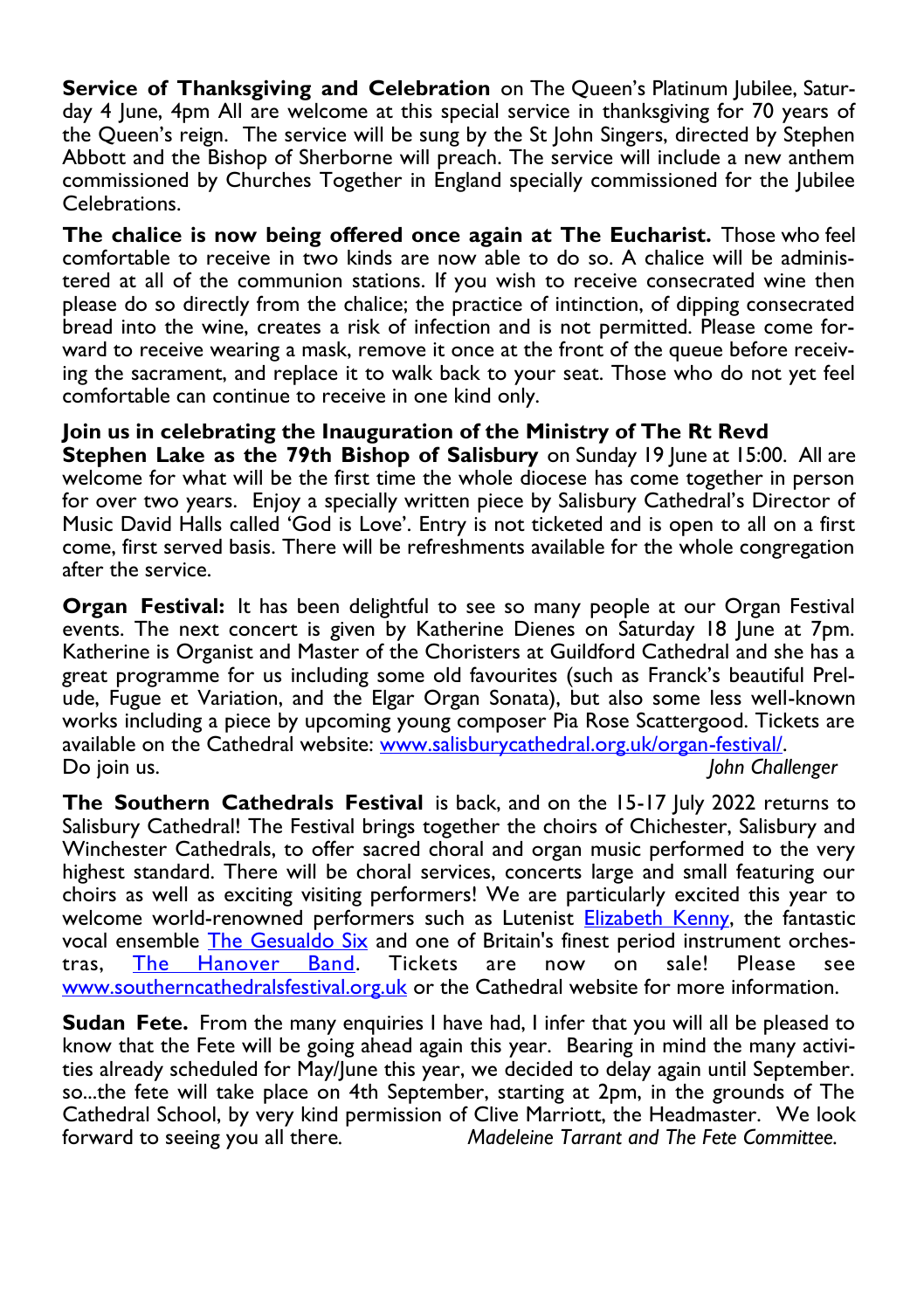**Service of Thanksgiving and Celebration** on The Queen's Platinum Jubilee, Saturday 4 June, 4pm All are welcome at this special service in thanksgiving for 70 years of the Queen's reign. The service will be sung by the St John Singers, directed by Stephen Abbott and the Bishop of Sherborne will preach. The service will include a new anthem commissioned by Churches Together in England specially commissioned for the Jubilee Celebrations.

**The chalice is now being offered once again at The Eucharist.** Those who feel comfortable to receive in two kinds are now able to do so. A chalice will be administered at all of the communion stations. If you wish to receive consecrated wine then please do so directly from the chalice; the practice of intinction, of dipping consecrated bread into the wine, creates a risk of infection and is not permitted. Please come forward to receive wearing a mask, remove it once at the front of the queue before receiving the sacrament, and replace it to walk back to your seat. Those who do not yet feel comfortable can continue to receive in one kind only.

**Join us in celebrating the Inauguration of the Ministry of The Rt Revd Stephen Lake as the 79th Bishop of Salisbury** on Sunday 19 June at 15:00. All are welcome for what will be the first time the whole diocese has come together in person for over two years. Enjoy a specially written piece by Salisbury Cathedral's Director of Music David Halls called 'God is Love'. Entry is not ticketed and is open to all on a first come, first served basis. There will be refreshments available for the whole congregation after the service.

**Organ Festival:** It has been delightful to see so many people at our Organ Festival events. The next concert is given by Katherine Dienes on Saturday 18 June at 7pm. Katherine is Organist and Master of the Choristers at Guildford Cathedral and she has a great programme for us including some old favourites (such as Franck's beautiful Prelude, Fugue et Variation, and the Elgar Organ Sonata), but also some less well-known works including a piece by upcoming young composer Pia Rose Scattergood. Tickets are available on the Cathedral website: [www.salisburycathedral.org.uk/organ-festival/](www.salisburycathedral.org.uk/organ-festival/).
Do join us. *John Challenger*

**The Southern Cathedrals Festival** is back, and on the 15-17 July 2022 returns to Salisbury Cathedral! The Festival brings together the choirs of Chichester, Salisbury and Winchester Cathedrals, to offer sacred choral and organ music performed to the very highest standard. There will be choral services, concerts large and small featuring our choirs as well as exciting visiting performers! We are particularly excited this year to welcome world-renowned performers such as Lutenist Elizabeth Kenny, the fantastic vocal ensemble The Gesualdo Six and one of Britain's finest period instrument orchestras, The Hanover Band. Tickets are now on sale! Please see [www.southerncathedralsfestival.org.uk](www.southerncathedralsfestival.org.uk) or the Cathedral website for more information.

**Sudan Fete.** From the many enquiries I have had, I infer that you will all be pleased to know that the Fete will be going ahead again this year. Bearing in mind the many activities already scheduled for May/June this year, we decided to delay again until September. so...the fete will take place on 4th September, starting at 2pm, in the grounds of The Cathedral School, by very kind permission of Clive Marriott, the Headmaster. We look forward to seeing you all there. *Madeleine Tarrant and The Fete Committee.*